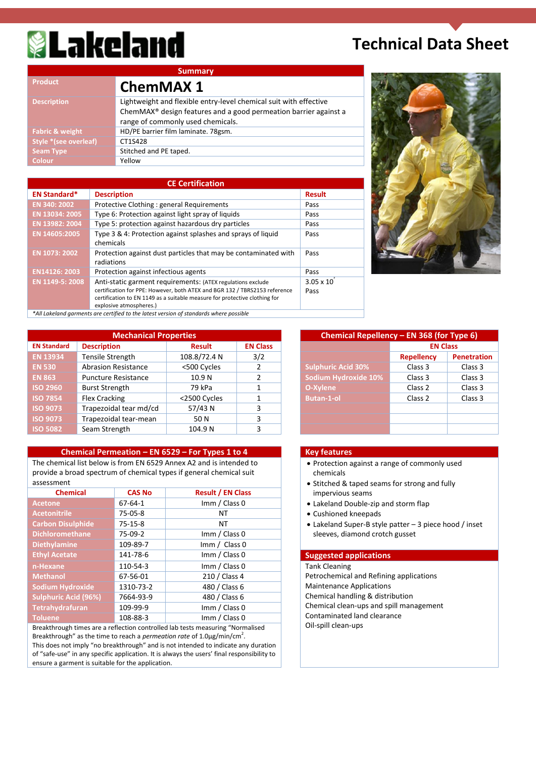# Lakeland

## Technical Data Sheet

| Summary | |
|---|---|
| Product | **ChemMAX 1** |
| Description | Lightweight and flexible entry-level chemical suit with effective ChemMAX® design features and a good permeation barrier against a range of commonly used chemicals. |
| Fabric & weight | HD/PE barrier film laminate. 78gsm. |
| Style *(see overleaf) | CT1S428 |
| Seam Type | Stitched and PE taped. |
| Colour | Yellow |

### CE Certification

| EN Standard* | Description | Result |
|---|---|---|
| EN 340: 2002 | Protective Clothing : general Requirements | Pass |
| EN 13034: 2005 | Type 6: Protection against light spray of liquids | Pass |
| EN 13982: 2004 | Type 5: protection against hazardous dry particles | Pass |
| EN 14605:2005 | Type 3 & 4: Protection against splashes and sprays of liquid chemicals | Pass |
| EN 1073: 2002 | Protection against dust particles that may be contaminated with radiations | Pass |
| EN14126: 2003 | Protection against infectious agents | Pass |
| EN 1149-5: 2008 | Anti-static garment requirements: (ATEX regulations exclude certification for PPE: However, both ATEX and BGR 132 / TBRS2153 reference certification to EN 1149 as a suitable measure for protective clothing for explosive atmospheres.) | $3.05 \times 10^7$ Pass |

*All Lakeland garments are certified to the latest version of standards where possible*

### Mechanical Properties

| EN Standard | Description | Result | EN Class |
|---|---|---|---|
| EN 13934 | Tensile Strength | 108.8/72.4 N | 3/2 |
| EN 530 | Abrasion Resistance | <500 Cycles | 2 |
| EN 863 | Puncture Resistance | 10.9 N | 2 |
| ISO 2960 | Burst Strength | 79 kPa | 1 |
| ISO 7854 | Flex Cracking | <2500 Cycles | 1 |
| ISO 9073 | Trapezoidal tear md/cd | 57/43 N | 3 |
| ISO 9073 | Trapezoidal tear-mean | 50 N | 3 |
| ISO 5082 | Seam Strength | 104.9 N | 3 |

### Chemical Repellency – EN 368 (for Type 6)

| | EN Class | |
|---|---|---|
| | Repellency | Penetration |
| Sulphuric Acid 30% | Class 3 | Class 3 |
| Sodium Hydroxide 10% | Class 3 | Class 3 |
| O-Xylene | Class 2 | Class 3 |
| Butan-1-ol | Class 2 | Class 3 |

### Chemical Permeation – EN 6529 – For Types 1 to 4

The chemical list below is from EN 6529 Annex A2 and is intended to provide a broad spectrum of chemical types if general chemical suit assessment

| Chemical | CAS No | Result / EN Class |
|---|---|---|
| Acetone | 67-64-1 | Imm / Class 0 |
| Acetonitrile | 75-05-8 | NT |
| Carbon Disulphide | 75-15-8 | NT |
| Dichloromethane | 75-09-2 | Imm / Class 0 |
| Diethylamine | 109-89-7 | Imm / Class 0 |
| Ethyl Acetate | 141-78-6 | Imm / Class 0 |
| n-Hexane | 110-54-3 | Imm / Class 0 |
| Methanol | 67-56-01 | 210 / Class 4 |
| Sodium Hydroxide | 1310-73-2 | 480 / Class 6 |
| Sulphuric Acid (96%) | 7664-93-9 | 480 / Class 6 |
| Tetrahydrafuran | 109-99-9 | Imm / Class 0 |
| Toluene | 108-88-3 | Imm / Class 0 |

Breakthrough times are a reflection controlled lab tests measuring "Normalised Breakthrough" as the time to reach a *permeation rate* of 1.0µg/min/cm².
This does not imply "no breakthrough" and is not intended to indicate any duration of "safe-use" in any specific application. It is always the users' final responsibility to ensure a garment is suitable for the application.

### Key features

- Protection against a range of commonly used chemicals
- Stitched & taped seams for strong and fully impervious seams
- Lakeland Double-zip and storm flap
- Cushioned kneepads
- Lakeland Super-B style patter – 3 piece hood / inset sleeves, diamond crotch gusset

### Suggested applications

Tank Cleaning
Petrochemical and Refining applications
Maintenance Applications
Chemical handling & distribution
Chemical clean-ups and spill management
Contaminated land clearance
Oil-spill clean-ups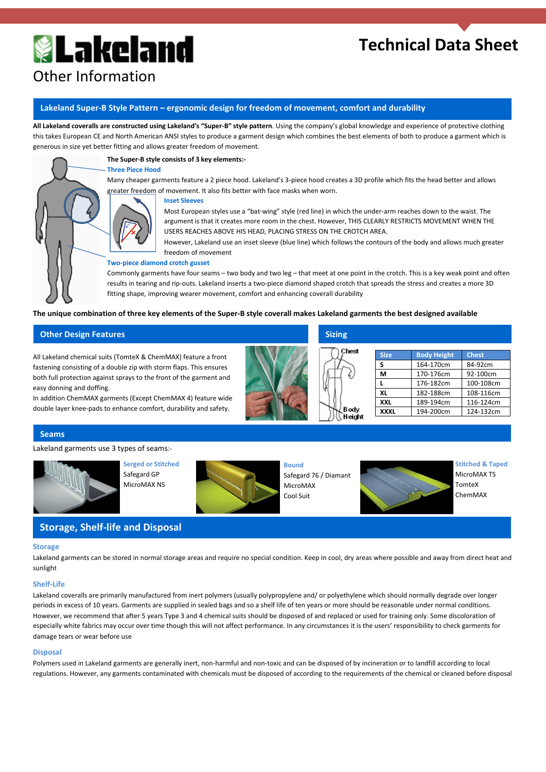# Lakeland

## Technical Data Sheet

## Other Information

### Lakeland Super-B Style Pattern – ergonomic design for freedom of movement, comfort and durability

**All Lakeland coveralls are constructed using Lakeland's "Super-B" style pattern**. Using the company's global knowledge and experience of protective clothing this takes European CE and North American ANSI styles to produce a garment design which combines the best elements of both to produce a garment which is generous in size yet better fitting and allows greater freedom of movement.

**The Super-B style consists of 3 key elements:-**

**Three Piece Hood**

Many cheaper garments feature a 2 piece hood. Lakeland's 3-piece hood creates a 3D profile which fits the head better and allows greater freedom of movement. It also fits better with face masks when worn.

**Inset Sleeves**

Most European styles use a "bat-wing" style (red line) in which the under-arm reaches down to the waist. The argument is that it creates more room in the chest. However, THIS CLEARLY RESTRICTS MOVEMENT WHEN THE USERS REACHES ABOVE HIS HEAD, PLACING STRESS ON THE CROTCH AREA.

However, Lakeland use an inset sleeve (blue line) which follows the contours of the body and allows much greater freedom of movement

**Two-piece diamond crotch gusset**

Commonly garments have four seams – two body and two leg – that meet at one point in the crotch. This is a key weak point and often results in tearing and rip-outs. Lakeland inserts a two-piece diamond shaped crotch that spreads the stress and creates a more 3D fitting shape, improving wearer movement, comfort and enhancing coverall durability

**The unique combination of three key elements of the Super-B style coverall makes Lakeland garments the best designed available**

### Other Design Features

All Lakeland chemical suits (TomteX & ChemMAX) feature a front fastening consisting of a double zip with storm flaps. This ensures both full protection against sprays to the front of the garment and easy donning and doffing.

In addition ChemMAX garments (Except ChemMAX 4) feature wide double layer knee-pads to enhance comfort, durability and safety.

### Sizing

Chest

Body Height

| Size | Body Height | Chest |
|---|---|---|
| **S** | 164-170cm | 84-92cm |
| **M** | 170-176cm | 92-100cm |
| **L** | 176-182cm | 100-108cm |
| **XL** | 182-188cm | 108-116cm |
| **XXL** | 189-194cm | 116-124cm |
| **XXXL** | 194-200cm | 124-132cm |

### Seams

Lakeland garments use 3 types of seams:-

**Serged or Stitched**
Safegard GP
MicroMAX NS

**Bound**
Safegard 76 / Diamant
MicroMAX
Cool Suit

**Stitched & Taped**
MicroMAX TS
TomteX
ChemMAX

### Storage, Shelf-life and Disposal

**Storage**

Lakeland garments can be stored in normal storage areas and require no special condition. Keep in cool, dry areas where possible and away from direct heat and sunlight

**Shelf-Life**

Lakeland coveralls are primarily manufactured from inert polymers (usually polypropylene and/ or polyethylene which should normally degrade over longer periods in excess of 10 years. Garments are supplied in sealed bags and so a shelf life of ten years or more should be reasonable under normal conditions. However, we recommend that after 5 years Type 3 and 4 chemical suits should be disposed of and replaced or used for training only. Some discoloration of especially white fabrics may occur over time though this will not affect performance. In any circumstances it is the users' responsibility to check garments for damage tears or wear before use

**Disposal**

Polymers used in Lakeland garments are generally inert, non-harmful and non-toxic and can be disposed of by incineration or to landfill according to local regulations. However, any garments contaminated with chemicals must be disposed of according to the requirements of the chemical or cleaned before disposal